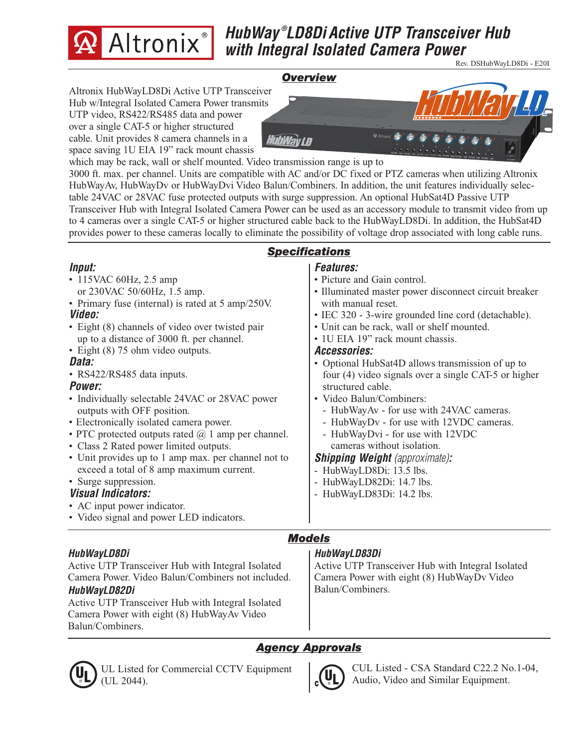# Altronix

# HubWay®LD8Di Active UTP Transceiver Hub with Integral Isolated Camera Power

Rev. DSHubWayLD8Di - E20I

## Overview

Altronix HubWayLD8Di Active UTP Transceiver Hub w/Integral Isolated Camera Power transmits UTP video, RS422/RS485 data and power over a single CAT-5 or higher structured cable. Unit provides 8 camera channels in a space saving 1U EIA 19" rack mount chassis which may be rack, wall or shelf mounted. Video transmission range is up to 3000 ft. max. per channel. Units are compatible with AC and/or DC fixed or PTZ cameras when utilizing Altronix HubWayAv, HubWayDv or HubWayDvi Video Balun/Combiners. In addition, the unit features individually selectable 24VAC or 28VAC fuse protected outputs with surge suppression. An optional HubSat4D Passive UTP Transceiver Hub with Integral Isolated Camera Power can be used as an accessory module to transmit video from up to 4 cameras over a single CAT-5 or higher structured cable back to the HubWayLD8Di. In addition, the HubSat4D provides power to these cameras locally to eliminate the possibility of voltage drop associated with long cable runs.

## Specifications

### Input:
- 115VAC 60Hz, 2.5 amp or 230VAC 50/60Hz, 1.5 amp.
- Primary fuse (internal) is rated at 5 amp/250V.

### Video:
- Eight (8) channels of video over twisted pair up to a distance of 3000 ft. per channel.
- Eight (8) 75 ohm video outputs.

### Data:
- RS422/RS485 data inputs.

### Power:
- Individually selectable 24VAC or 28VAC power outputs with OFF position.
- Electronically isolated camera power.
- PTC protected outputs rated @ 1 amp per channel.
- Class 2 Rated power limited outputs.
- Unit provides up to 1 amp max. per channel not to exceed a total of 8 amp maximum current.
- Surge suppression.

### Visual Indicators:
- AC input power indicator.
- Video signal and power LED indicators.

### Features:
- Picture and Gain control.
- Illuminated master power disconnect circuit breaker with manual reset.
- IEC 320 - 3-wire grounded line cord (detachable).
- Unit can be rack, wall or shelf mounted.
- 1U EIA 19" rack mount chassis.

### Accessories:
- Optional HubSat4D allows transmission of up to four (4) video signals over a single CAT-5 or higher structured cable.
- Video Balun/Combiners:
  - HubWayAv - for use with 24VAC cameras.
  - HubWayDv - for use with 12VDC cameras.
  - HubWayDvi - for use with 12VDC cameras without isolation.

### Shipping Weight *(approximate)*:
- HubWayLD8Di: 13.5 lbs.
- HubWayLD82Di: 14.7 lbs.
- HubWayLD83Di: 14.2 lbs.

## Models

### HubWayLD8Di
Active UTP Transceiver Hub with Integral Isolated Camera Power. Video Balun/Combiners not included.

### HubWayLD82Di
Active UTP Transceiver Hub with Integral Isolated Camera Power with eight (8) HubWayAv Video Balun/Combiners.

### HubWayLD83Di
Active UTP Transceiver Hub with Integral Isolated Camera Power with eight (8) HubWayDv Video Balun/Combiners.

## Agency Approvals

UL Listed for Commercial CCTV Equipment (UL 2044).

CUL Listed - CSA Standard C22.2 No.1-04, Audio, Video and Similar Equipment.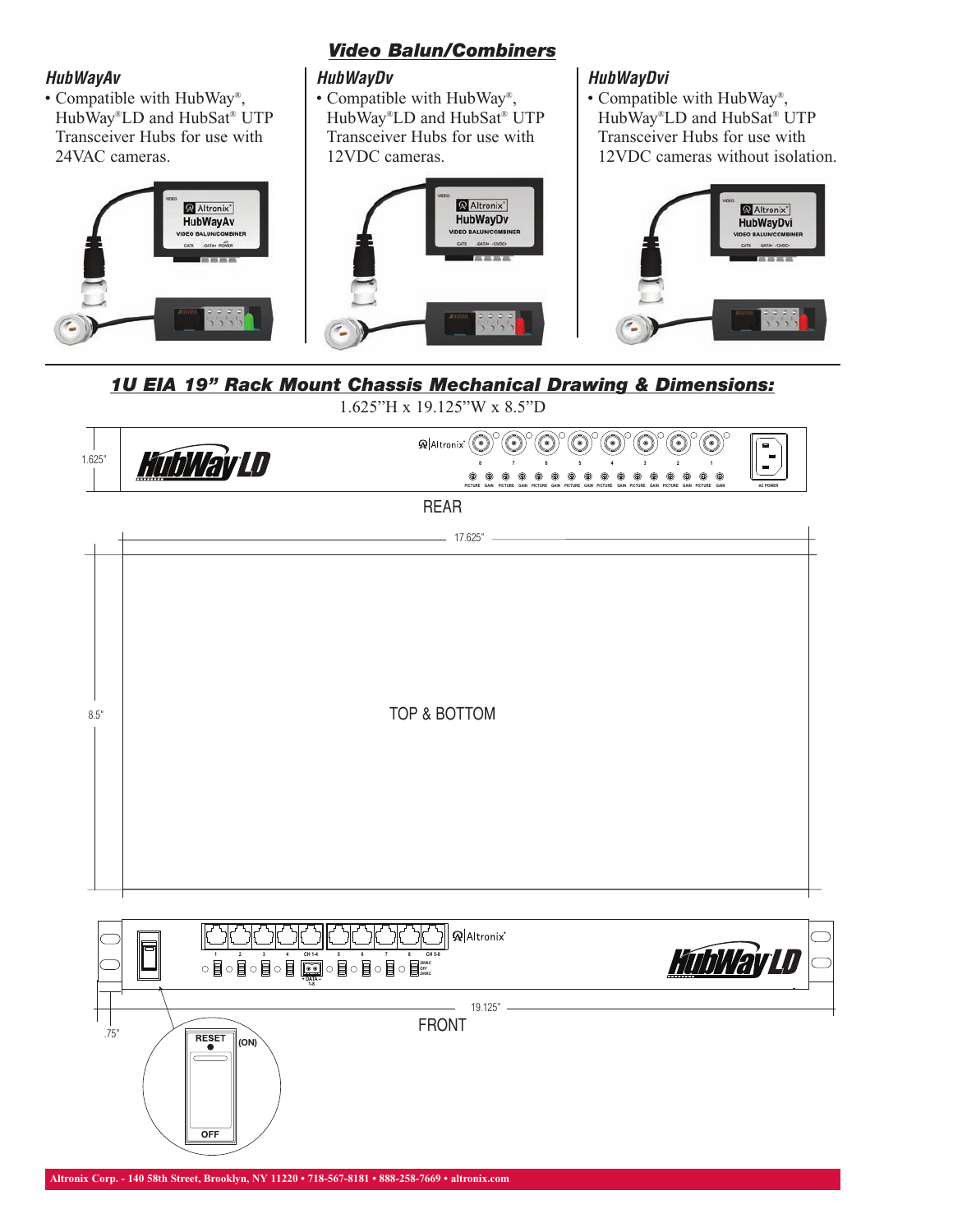## Video Balun/Combiners

### HubWayAv

- Compatible with HubWay®, HubWay®LD and HubSat® UTP Transceiver Hubs for use with 24VAC cameras.

### HubWayDv

- Compatible with HubWay®, HubWay®LD and HubSat® UTP Transceiver Hubs for use with 12VDC cameras.

### HubWayDvi

- Compatible with HubWay®, HubWay®LD and HubSat® UTP Transceiver Hubs for use with 12VDC cameras without isolation.

## 1U EIA 19" Rack Mount Chassis Mechanical Drawing & Dimensions:

1.625"H x 19.125"W x 8.5"D

1.625"

REAR

17.625"

8.5"

TOP & BOTTOM

19.125"

.75"

FRONT

RESET

(ON)

OFF

Altronix Corp. - 140 58th Street, Brooklyn, NY 11220 • 718-567-8181 • 888-258-7669 • altronix.com